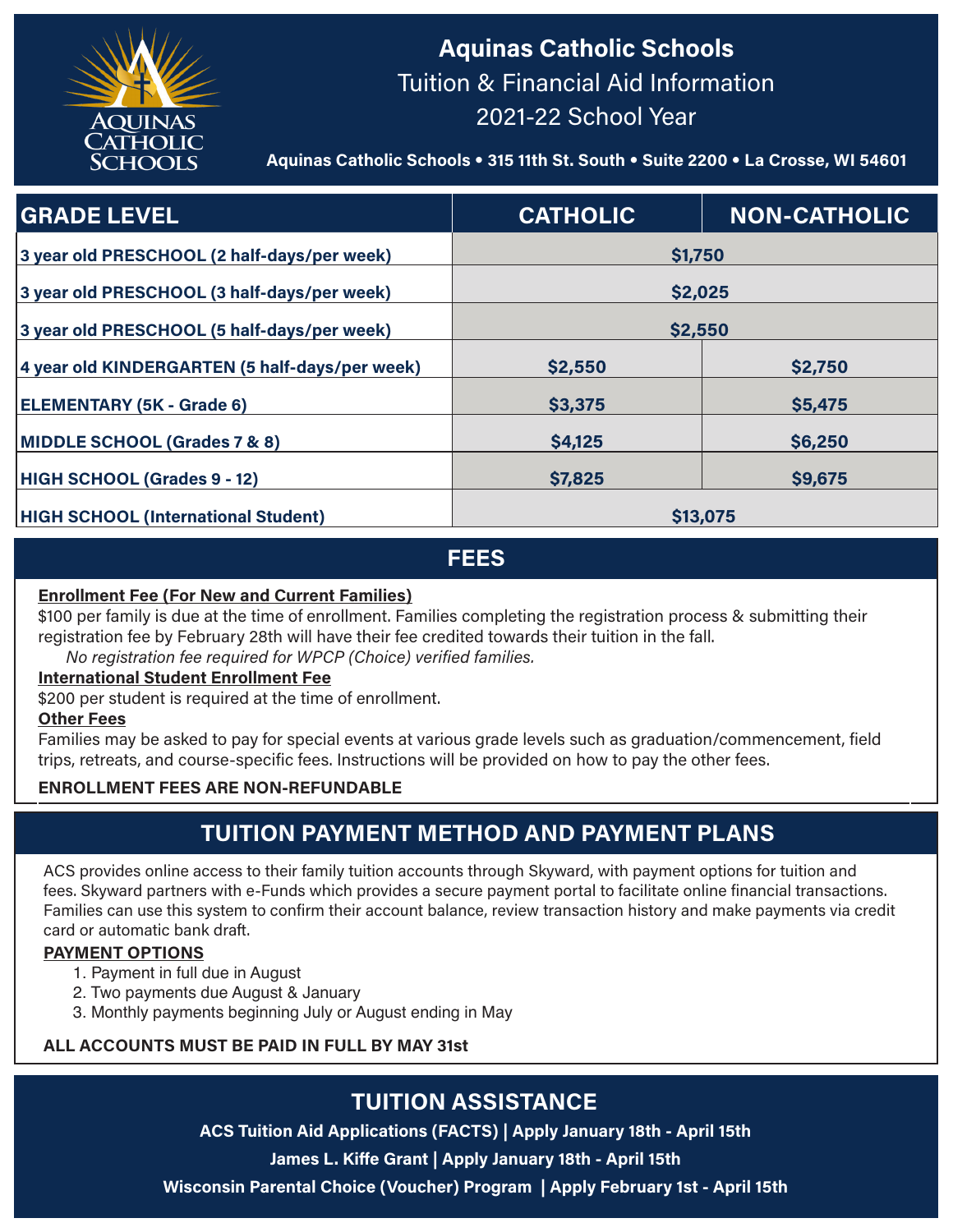# Aquinas Catholic Schools

## Tuition & Financial Aid Information

## 2021-22 School Year

**Aquinas Catholic Schools • 315 11th St. South • Suite 2200 • La Crosse, WI 54601**

| GRADE LEVEL | CATHOLIC | NON-CATHOLIC |
|---|---|---|
| 3 year old PRESCHOOL (2 half-days/per week) | $1,750 | |
| 3 year old PRESCHOOL (3 half-days/per week) | $2,025 | |
| 3 year old PRESCHOOL (5 half-days/per week) | $2,550 | |
| 4 year old KINDERGARTEN (5 half-days/per week) | $2,550 | $2,750 |
| ELEMENTARY (5K - Grade 6) | $3,375 | $5,475 |
| MIDDLE SCHOOL (Grades 7 & 8) | $4,125 | $6,250 |
| HIGH SCHOOL (Grades 9 - 12) | $7,825 | $9,675 |
| HIGH SCHOOL (International Student) | $13,075 | |

## FEES

**Enrollment Fee (For New and Current Families)**

$100 per family is due at the time of enrollment. Families completing the registration process & submitting their registration fee by February 28th will have their fee credited towards their tuition in the fall.

*No registration fee required for WPCP (Choice) verified families.*

**International Student Enrollment Fee**

$200 per student is required at the time of enrollment.

**Other Fees**

Families may be asked to pay for special events at various grade levels such as graduation/commencement, field trips, retreats, and course-specific fees. Instructions will be provided on how to pay the other fees.

**ENROLLMENT FEES ARE NON-REFUNDABLE**

## TUITION PAYMENT METHOD AND PAYMENT PLANS

ACS provides online access to their family tuition accounts through Skyward, with payment options for tuition and fees. Skyward partners with e-Funds which provides a secure payment portal to facilitate online financial transactions. Families can use this system to confirm their account balance, review transaction history and make payments via credit card or automatic bank draft.

**PAYMENT OPTIONS**

1. Payment in full due in August
2. Two payments due August & January
3. Monthly payments beginning July or August ending in May

**ALL ACCOUNTS MUST BE PAID IN FULL BY MAY 31st**

## TUITION ASSISTANCE

**ACS Tuition Aid Applications (FACTS) | Apply January 18th - April 15th**

**James L. Kiffe Grant | Apply January 18th - April 15th**

**Wisconsin Parental Choice (Voucher) Program | Apply February 1st - April 15th**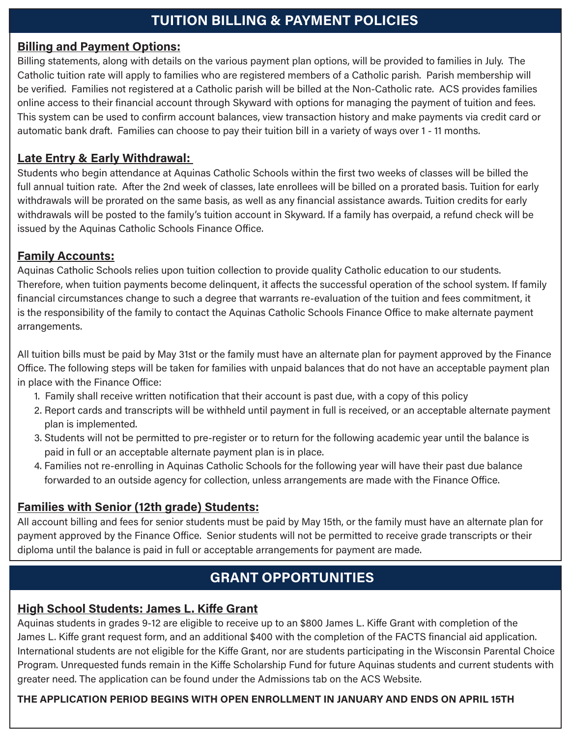## TUITION BILLING & PAYMENT POLICIES

### Billing and Payment Options:

Billing statements, along with details on the various payment plan options, will be provided to families in July. The Catholic tuition rate will apply to families who are registered members of a Catholic parish. Parish membership will be verified. Families not registered at a Catholic parish will be billed at the Non-Catholic rate. ACS provides families online access to their financial account through Skyward with options for managing the payment of tuition and fees. This system can be used to confirm account balances, view transaction history and make payments via credit card or automatic bank draft. Families can choose to pay their tuition bill in a variety of ways over 1 - 11 months.

### Late Entry & Early Withdrawal:

Students who begin attendance at Aquinas Catholic Schools within the first two weeks of classes will be billed the full annual tuition rate. After the 2nd week of classes, late enrollees will be billed on a prorated basis. Tuition for early withdrawals will be prorated on the same basis, as well as any financial assistance awards. Tuition credits for early withdrawals will be posted to the family's tuition account in Skyward. If a family has overpaid, a refund check will be issued by the Aquinas Catholic Schools Finance Office.

### Family Accounts:

Aquinas Catholic Schools relies upon tuition collection to provide quality Catholic education to our students. Therefore, when tuition payments become delinquent, it affects the successful operation of the school system. If family financial circumstances change to such a degree that warrants re-evaluation of the tuition and fees commitment, it is the responsibility of the family to contact the Aquinas Catholic Schools Finance Office to make alternate payment arrangements.

All tuition bills must be paid by May 31st or the family must have an alternate plan for payment approved by the Finance Office. The following steps will be taken for families with unpaid balances that do not have an acceptable payment plan in place with the Finance Office:

1. Family shall receive written notification that their account is past due, with a copy of this policy
2. Report cards and transcripts will be withheld until payment in full is received, or an acceptable alternate payment plan is implemented.
3. Students will not be permitted to pre-register or to return for the following academic year until the balance is paid in full or an acceptable alternate payment plan is in place.
4. Families not re-enrolling in Aquinas Catholic Schools for the following year will have their past due balance forwarded to an outside agency for collection, unless arrangements are made with the Finance Office.

### Families with Senior (12th grade) Students:

All account billing and fees for senior students must be paid by May 15th, or the family must have an alternate plan for payment approved by the Finance Office. Senior students will not be permitted to receive grade transcripts or their diploma until the balance is paid in full or acceptable arrangements for payment are made.

## GRANT OPPORTUNITIES

### High School Students: James L. Kiffe Grant

Aquinas students in grades 9-12 are eligible to receive up to an $800 James L. Kiffe Grant with completion of the James L. Kiffe grant request form, and an additional $400 with the completion of the FACTS financial aid application. International students are not eligible for the Kiffe Grant, nor are students participating in the Wisconsin Parental Choice Program. Unrequested funds remain in the Kiffe Scholarship Fund for future Aquinas students and current students with greater need. The application can be found under the Admissions tab on the ACS Website.

**THE APPLICATION PERIOD BEGINS WITH OPEN ENROLLMENT IN JANUARY AND ENDS ON APRIL 15TH**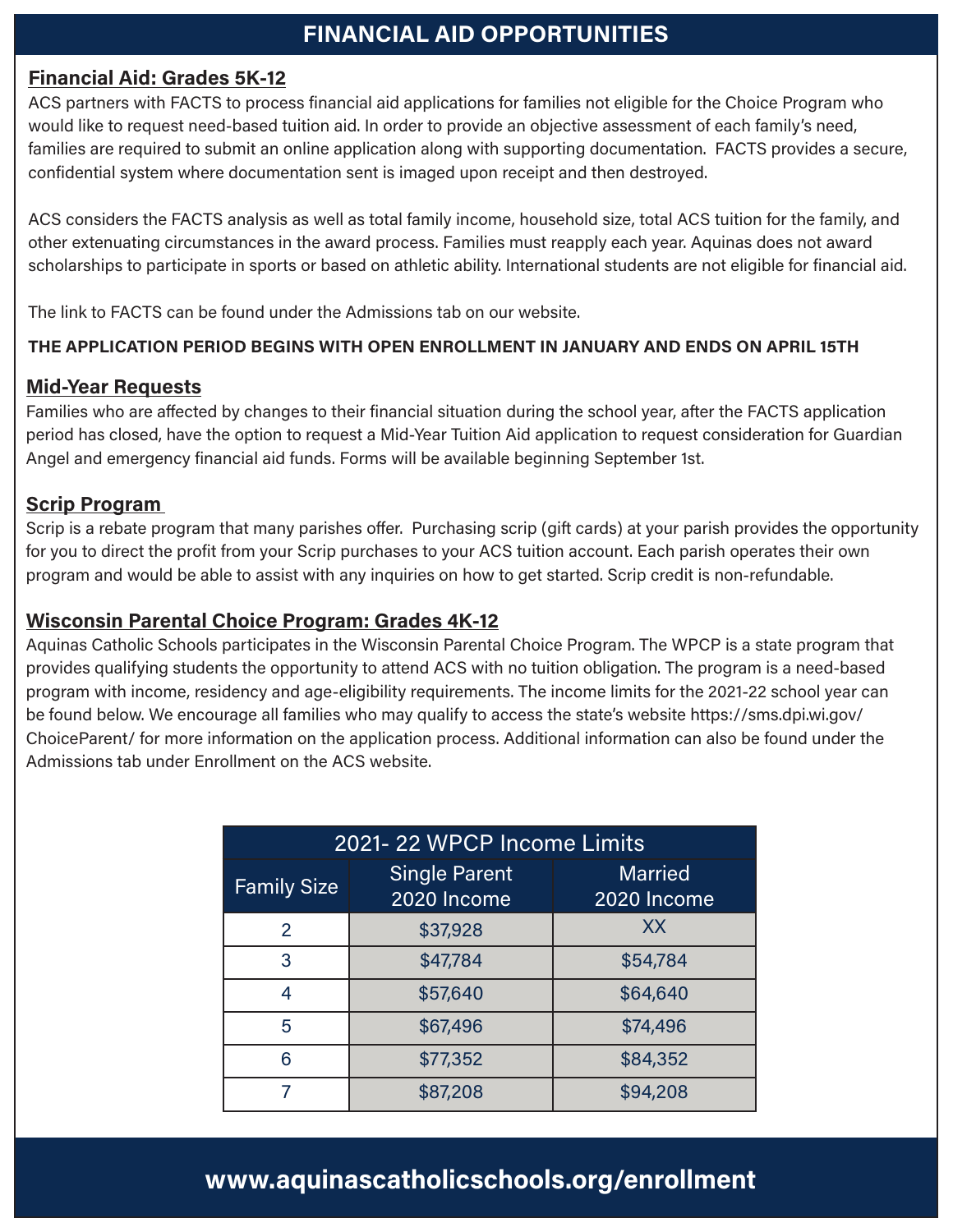# FINANCIAL AID OPPORTUNITIES

## Financial Aid: Grades 5K-12

ACS partners with FACTS to process financial aid applications for families not eligible for the Choice Program who would like to request need-based tuition aid. In order to provide an objective assessment of each family's need, families are required to submit an online application along with supporting documentation. FACTS provides a secure, confidential system where documentation sent is imaged upon receipt and then destroyed.

ACS considers the FACTS analysis as well as total family income, household size, total ACS tuition for the family, and other extenuating circumstances in the award process. Families must reapply each year. Aquinas does not award scholarships to participate in sports or based on athletic ability. International students are not eligible for financial aid.

The link to FACTS can be found under the Admissions tab on our website.

**THE APPLICATION PERIOD BEGINS WITH OPEN ENROLLMENT IN JANUARY AND ENDS ON APRIL 15TH**

## Mid-Year Requests

Families who are affected by changes to their financial situation during the school year, after the FACTS application period has closed, have the option to request a Mid-Year Tuition Aid application to request consideration for Guardian Angel and emergency financial aid funds. Forms will be available beginning September 1st.

## Scrip Program

Scrip is a rebate program that many parishes offer. Purchasing scrip (gift cards) at your parish provides the opportunity for you to direct the profit from your Scrip purchases to your ACS tuition account. Each parish operates their own program and would be able to assist with any inquiries on how to get started. Scrip credit is non-refundable.

## Wisconsin Parental Choice Program: Grades 4K-12

Aquinas Catholic Schools participates in the Wisconsin Parental Choice Program. The WPCP is a state program that provides qualifying students the opportunity to attend ACS with no tuition obligation. The program is a need-based program with income, residency and age-eligibility requirements. The income limits for the 2021-22 school year can be found below. We encourage all families who may qualify to access the state's website https://sms.dpi.wi.gov/ChoiceParent/ for more information on the application process. Additional information can also be found under the Admissions tab under Enrollment on the ACS website.

| 2021- 22 WPCP Income Limits | | |
|---|---|---|
| Family Size | Single Parent 2020 Income | Married 2020 Income |
| 2 | $37,928 | XX |
| 3 | $47,784 | $54,784 |
| 4 | $57,640 | $64,640 |
| 5 | $67,496 | $74,496 |
| 6 | $77,352 | $84,352 |
| 7 | $87,208 | $94,208 |

**www.aquinascatholicschools.org/enrollment**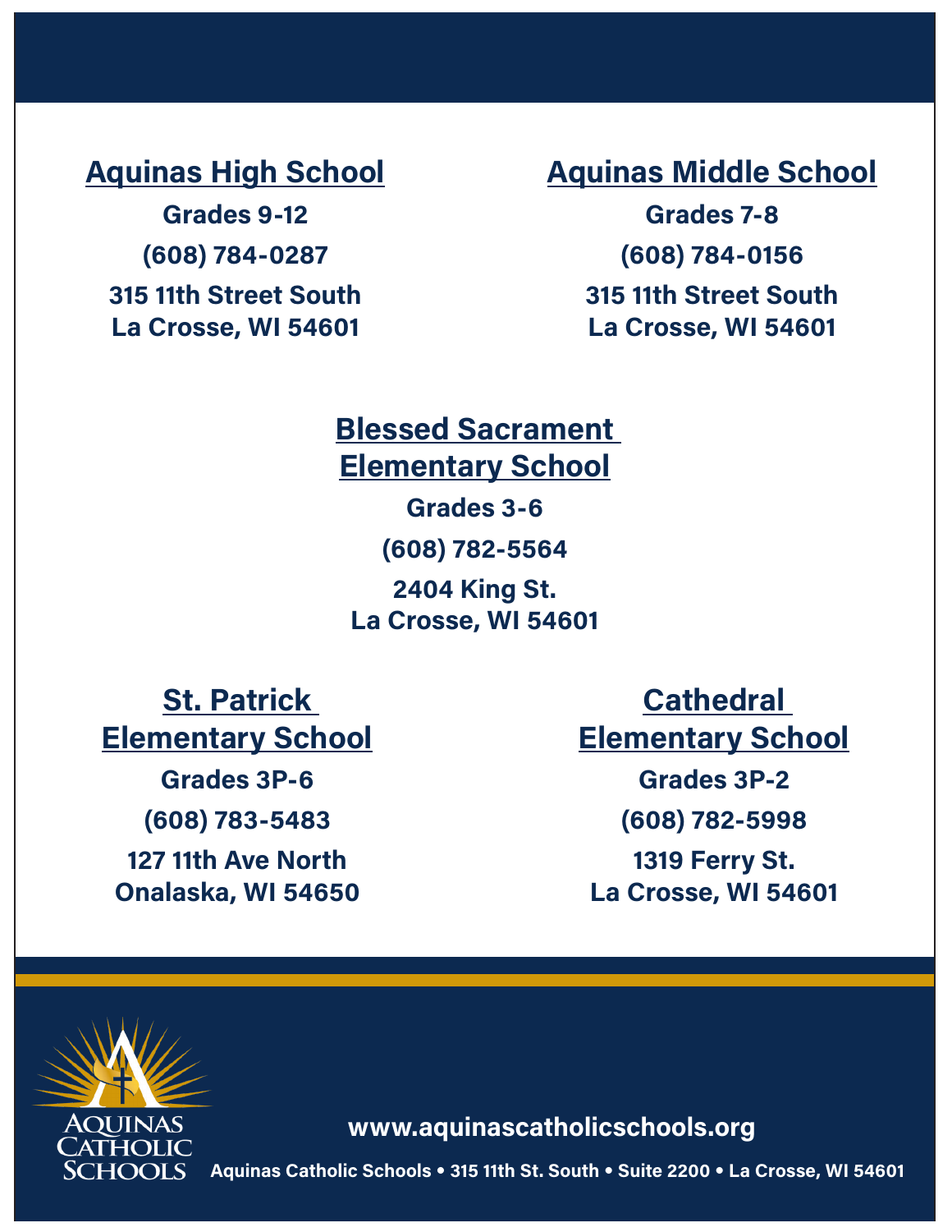## Aquinas High School

**Grades 9-12**

**(608) 784-0287**

**315 11th Street South**
**La Crosse, WI 54601**

## Aquinas Middle School

**Grades 7-8**

**(608) 784-0156**

**315 11th Street South**
**La Crosse, WI 54601**

## Blessed Sacrament Elementary School

**Grades 3-6**

**(608) 782-5564**

**2404 King St.**
**La Crosse, WI 54601**

## St. Patrick Elementary School

**Grades 3P-6**

**(608) 783-5483**

**127 11th Ave North**
**Onalaska, WI 54650**

## Cathedral Elementary School

**Grades 3P-2**

**(608) 782-5998**

**1319 Ferry St.**
**La Crosse, WI 54601**

AQUINAS CATHOLIC SCHOOLS

**www.aquinascatholicschools.org**

**Aquinas Catholic Schools • 315 11th St. South • Suite 2200 • La Crosse, WI 54601**